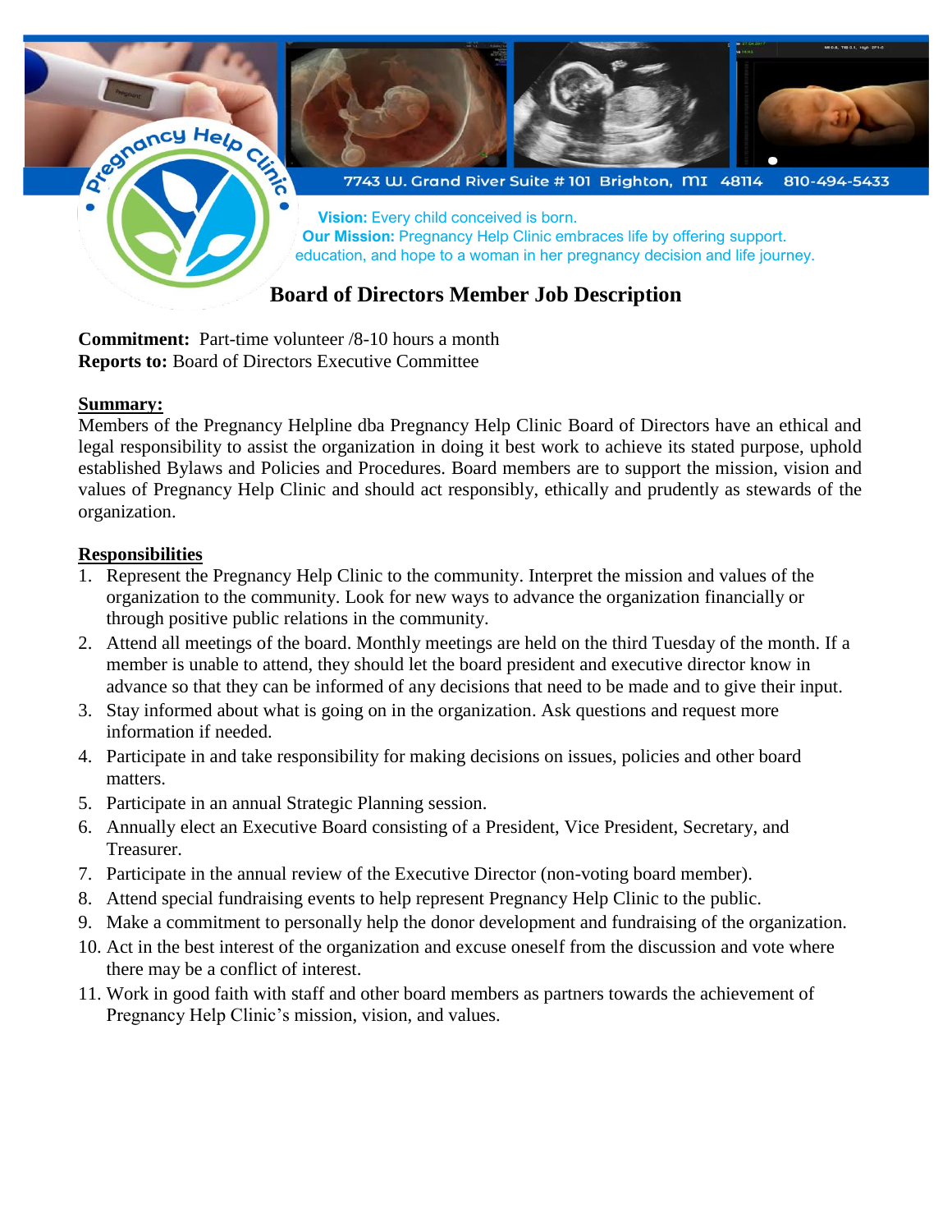Pregnancy Help Clinic

7743 W. Grand River Suite # 101 Brighton, MI 48114 810-494-5433

**Vision:** Every child conceived is born.
**Our Mission:** Pregnancy Help Clinic embraces life by offering support. education, and hope to a woman in her pregnancy decision and life journey.

# Board of Directors Member Job Description

**Commitment:** Part-time volunteer /8-10 hours a month
**Reports to:** Board of Directors Executive Committee

## Summary:

Members of the Pregnancy Helpline dba Pregnancy Help Clinic Board of Directors have an ethical and legal responsibility to assist the organization in doing it best work to achieve its stated purpose, uphold established Bylaws and Policies and Procedures. Board members are to support the mission, vision and values of Pregnancy Help Clinic and should act responsibly, ethically and prudently as stewards of the organization.

## Responsibilities

1. Represent the Pregnancy Help Clinic to the community. Interpret the mission and values of the organization to the community. Look for new ways to advance the organization financially or through positive public relations in the community.
2. Attend all meetings of the board. Monthly meetings are held on the third Tuesday of the month. If a member is unable to attend, they should let the board president and executive director know in advance so that they can be informed of any decisions that need to be made and to give their input.
3. Stay informed about what is going on in the organization. Ask questions and request more information if needed.
4. Participate in and take responsibility for making decisions on issues, policies and other board matters.
5. Participate in an annual Strategic Planning session.
6. Annually elect an Executive Board consisting of a President, Vice President, Secretary, and Treasurer.
7. Participate in the annual review of the Executive Director (non-voting board member).
8. Attend special fundraising events to help represent Pregnancy Help Clinic to the public.
9. Make a commitment to personally help the donor development and fundraising of the organization.
10. Act in the best interest of the organization and excuse oneself from the discussion and vote where there may be a conflict of interest.
11. Work in good faith with staff and other board members as partners towards the achievement of Pregnancy Help Clinic's mission, vision, and values.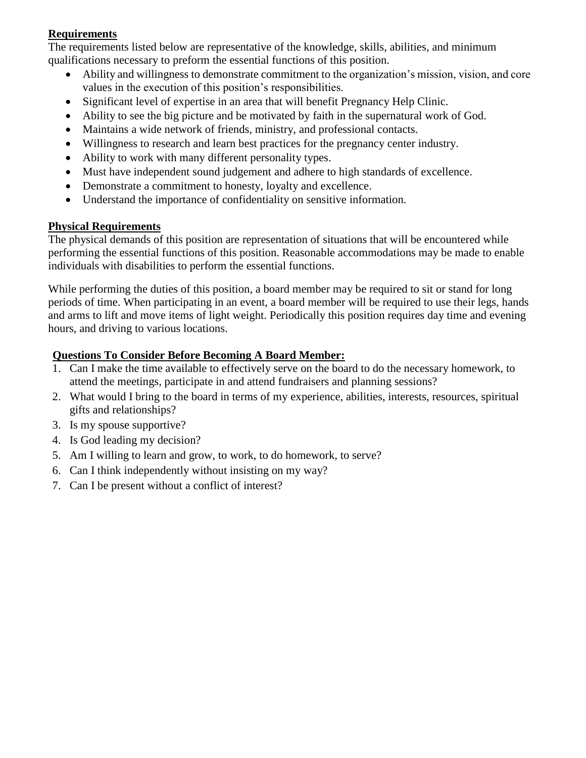**Requirements**

The requirements listed below are representative of the knowledge, skills, abilities, and minimum qualifications necessary to preform the essential functions of this position.

- Ability and willingness to demonstrate commitment to the organization's mission, vision, and core values in the execution of this position's responsibilities.
- Significant level of expertise in an area that will benefit Pregnancy Help Clinic.
- Ability to see the big picture and be motivated by faith in the supernatural work of God.
- Maintains a wide network of friends, ministry, and professional contacts.
- Willingness to research and learn best practices for the pregnancy center industry.
- Ability to work with many different personality types.
- Must have independent sound judgement and adhere to high standards of excellence.
- Demonstrate a commitment to honesty, loyalty and excellence.
- Understand the importance of confidentiality on sensitive information.

**Physical Requirements**

The physical demands of this position are representation of situations that will be encountered while performing the essential functions of this position. Reasonable accommodations may be made to enable individuals with disabilities to perform the essential functions.

While performing the duties of this position, a board member may be required to sit or stand for long periods of time. When participating in an event, a board member will be required to use their legs, hands and arms to lift and move items of light weight. Periodically this position requires day time and evening hours, and driving to various locations.

**Questions To Consider Before Becoming A Board Member:**

1. Can I make the time available to effectively serve on the board to do the necessary homework, to attend the meetings, participate in and attend fundraisers and planning sessions?
2. What would I bring to the board in terms of my experience, abilities, interests, resources, spiritual gifts and relationships?
3. Is my spouse supportive?
4. Is God leading my decision?
5. Am I willing to learn and grow, to work, to do homework, to serve?
6. Can I think independently without insisting on my way?
7. Can I be present without a conflict of interest?